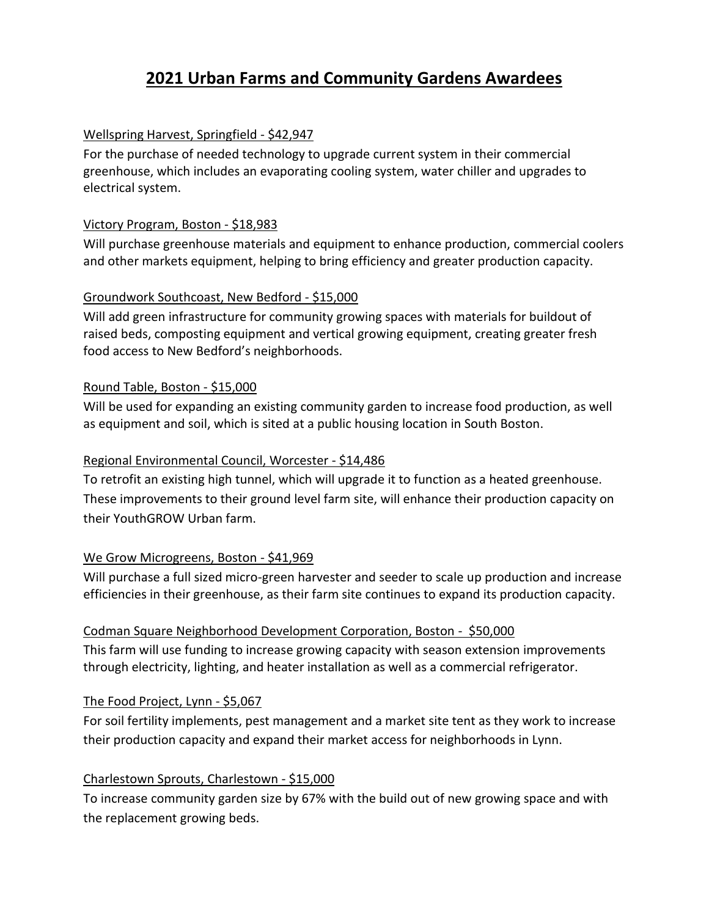# 2021 Urban Farms and Community Gardens Awardees

<u>Wellspring Harvest, Springfield - $42,947</u>

For the purchase of needed technology to upgrade current system in their commercial greenhouse, which includes an evaporating cooling system, water chiller and upgrades to electrical system.

<u>Victory Program, Boston - $18,983</u>

Will purchase greenhouse materials and equipment to enhance production, commercial coolers and other markets equipment, helping to bring efficiency and greater production capacity.

<u>Groundwork Southcoast, New Bedford - $15,000</u>

Will add green infrastructure for community growing spaces with materials for buildout of raised beds, composting equipment and vertical growing equipment, creating greater fresh food access to New Bedford's neighborhoods.

<u>Round Table, Boston - $15,000</u>

Will be used for expanding an existing community garden to increase food production, as well as equipment and soil, which is sited at a public housing location in South Boston.

<u>Regional Environmental Council, Worcester - $14,486</u>

To retrofit an existing high tunnel, which will upgrade it to function as a heated greenhouse. These improvements to their ground level farm site, will enhance their production capacity on their YouthGROW Urban farm.

<u>We Grow Microgreens, Boston - $41,969</u>

Will purchase a full sized micro-green harvester and seeder to scale up production and increase efficiencies in their greenhouse, as their farm site continues to expand its production capacity.

<u>Codman Square Neighborhood Development Corporation, Boston - $50,000</u>

This farm will use funding to increase growing capacity with season extension improvements through electricity, lighting, and heater installation as well as a commercial refrigerator.

<u>The Food Project, Lynn - $5,067</u>

For soil fertility implements, pest management and a market site tent as they work to increase their production capacity and expand their market access for neighborhoods in Lynn.

<u>Charlestown Sprouts, Charlestown - $15,000</u>

To increase community garden size by 67% with the build out of new growing space and with the replacement growing beds.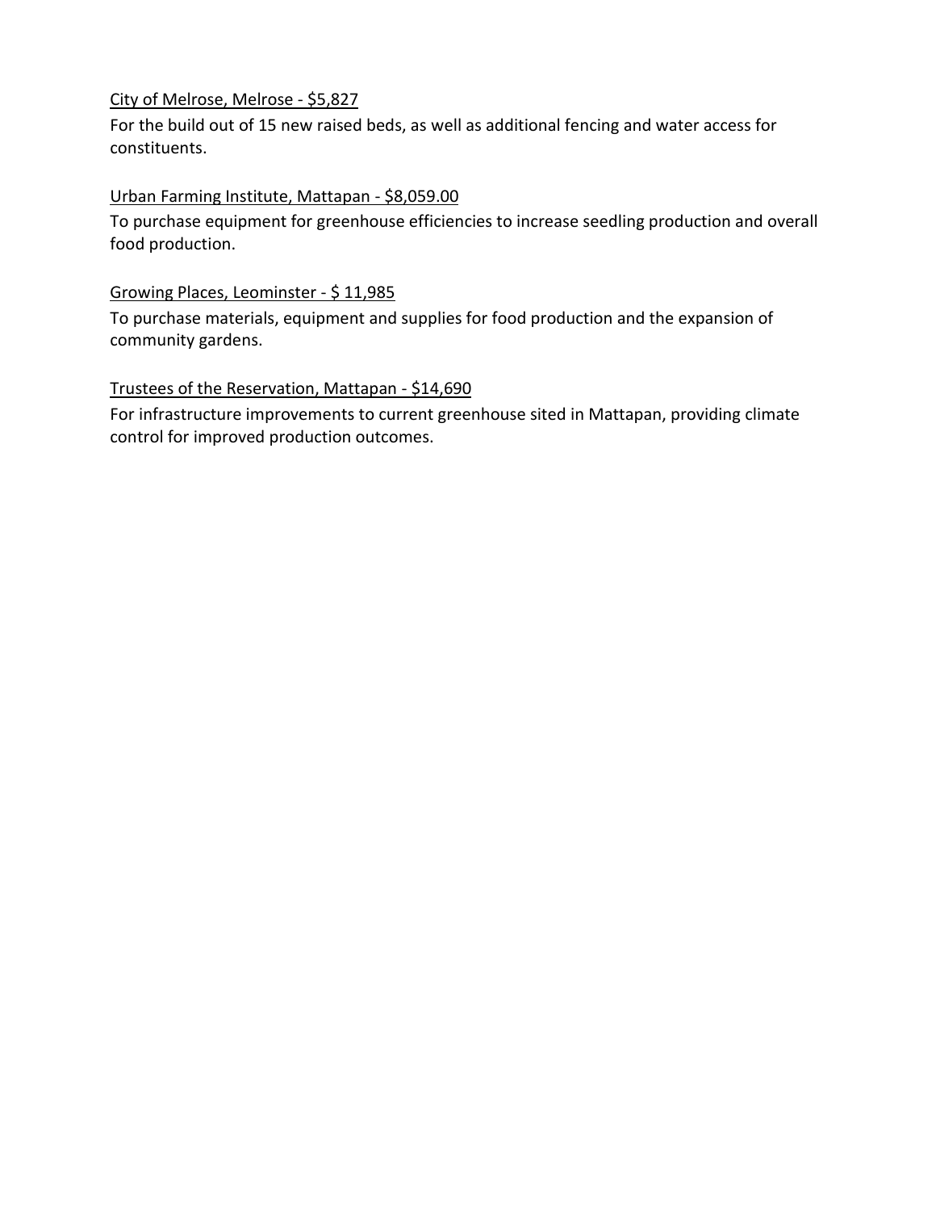<u>City of Melrose, Melrose - $5,827</u>

For the build out of 15 new raised beds, as well as additional fencing and water access for constituents.

<u>Urban Farming Institute, Mattapan - $8,059.00</u>

To purchase equipment for greenhouse efficiencies to increase seedling production and overall food production.

<u>Growing Places, Leominster - $ 11,985</u>

To purchase materials, equipment and supplies for food production and the expansion of community gardens.

<u>Trustees of the Reservation, Mattapan - $14,690</u>

For infrastructure improvements to current greenhouse sited in Mattapan, providing climate control for improved production outcomes.